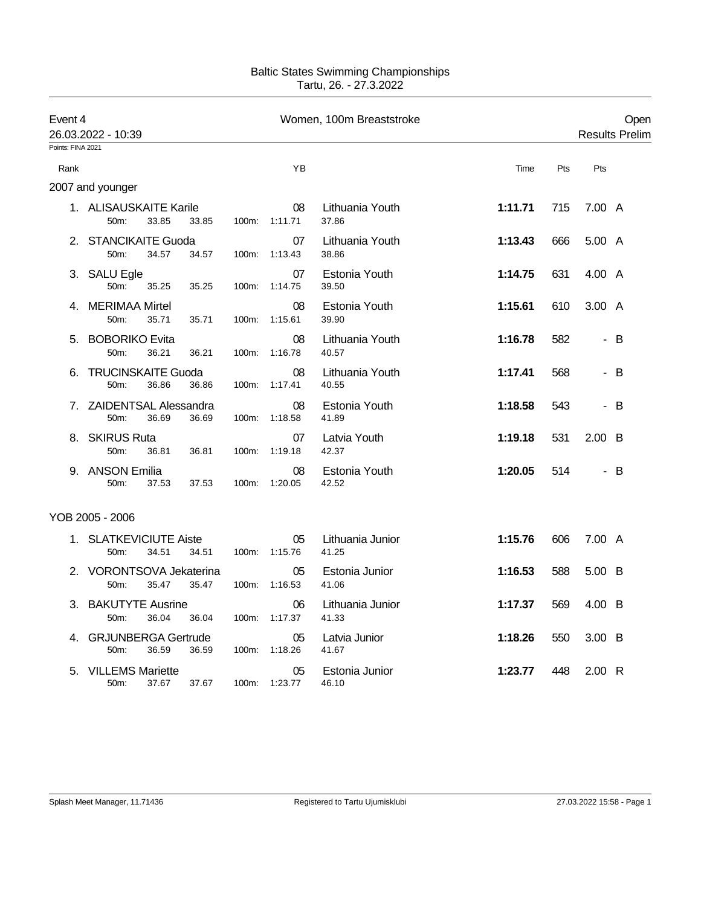Baltic States Swimming Championships
Tartu, 26. - 27.3.2022

**Event 4** — Women, 100m Breaststroke — Open

26.03.2022 - 10:39 — Results Prelim

Points: FINA 2021

### 2007 and younger

| Rank | Name | YB | Team | 50m | 100m | Split | Time | Pts | Pts | |
|---|---|---|---|---|---|---|---|---|---|---|
| 1. | ALISAUSKAITE Karile | 08 | Lithuania Youth | 33.85 | 1:11.71 | 37.86 | **1:11.71** | 715 | 7.00 | A |
| 2. | STANCIKAITE Guoda | 07 | Lithuania Youth | 34.57 | 1:13.43 | 38.86 | **1:13.43** | 666 | 5.00 | A |
| 3. | SALU Egle | 07 | Estonia Youth | 35.25 | 1:14.75 | 39.50 | **1:14.75** | 631 | 4.00 | A |
| 4. | MERIMAA Mirtel | 08 | Estonia Youth | 35.71 | 1:15.61 | 39.90 | **1:15.61** | 610 | 3.00 | A |
| 5. | BOBORIKO Evita | 08 | Lithuania Youth | 36.21 | 1:16.78 | 40.57 | **1:16.78** | 582 | - | B |
| 6. | TRUCINSKAITE Guoda | 08 | Lithuania Youth | 36.86 | 1:17.41 | 40.55 | **1:17.41** | 568 | - | B |
| 7. | ZAIDENTSAL Alessandra | 08 | Estonia Youth | 36.69 | 1:18.58 | 41.89 | **1:18.58** | 543 | - | B |
| 8. | SKIRUS Ruta | 07 | Latvia Youth | 36.81 | 1:19.18 | 42.37 | **1:19.18** | 531 | 2.00 | B |
| 9. | ANSON Emilia | 08 | Estonia Youth | 37.53 | 1:20.05 | 42.52 | **1:20.05** | 514 | - | B |

### YOB 2005 - 2006

| Rank | Name | YB | Team | 50m | 100m | Split | Time | Pts | Pts | |
|---|---|---|---|---|---|---|---|---|---|---|
| 1. | SLATKEVICIUTE Aiste | 05 | Lithuania Junior | 34.51 | 1:15.76 | 41.25 | **1:15.76** | 606 | 7.00 | A |
| 2. | VORONTSOVA Jekaterina | 05 | Estonia Junior | 35.47 | 1:16.53 | 41.06 | **1:16.53** | 588 | 5.00 | B |
| 3. | BAKUTYTE Ausrine | 06 | Lithuania Junior | 36.04 | 1:17.37 | 41.33 | **1:17.37** | 569 | 4.00 | B |
| 4. | GRJUNBERGA Gertrude | 05 | Latvia Junior | 36.59 | 1:18.26 | 41.67 | **1:18.26** | 550 | 3.00 | B |
| 5. | VILLEMS Mariette | 05 | Estonia Junior | 37.67 | 1:23.77 | 46.10 | **1:23.77** | 448 | 2.00 | R |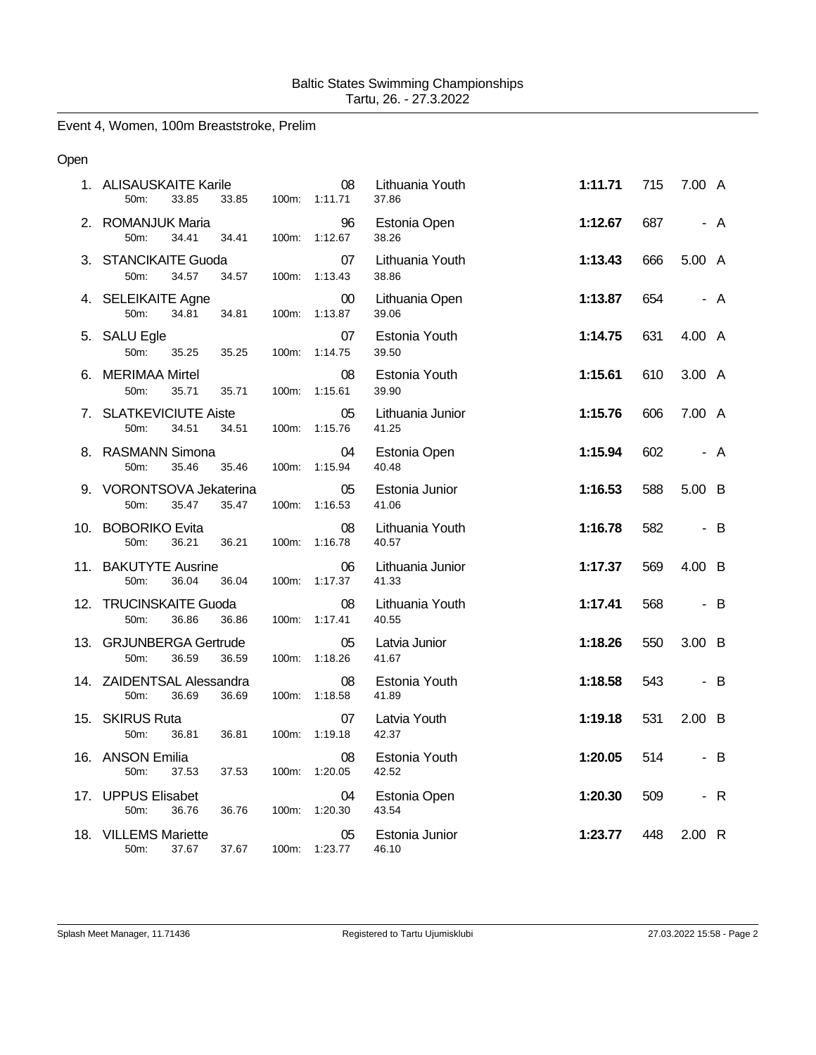Baltic States Swimming Championships
Tartu, 26. - 27.3.2022

Event 4, Women, 100m Breaststroke, Prelim

Open

| | | | | | | | |
|---|---|---|---|---|---|---|---|
| 1. | ALISAUSKAITE Karile<br>50m: 33.85 33.85 100m: 1:11.71 37.86 | 08 | Lithuania Youth | **1:11.71** | 715 | 7.00 | A |
| 2. | ROMANJUK Maria<br>50m: 34.41 34.41 100m: 1:12.67 38.26 | 96 | Estonia Open | **1:12.67** | 687 | - | A |
| 3. | STANCIKAITE Guoda<br>50m: 34.57 34.57 100m: 1:13.43 38.86 | 07 | Lithuania Youth | **1:13.43** | 666 | 5.00 | A |
| 4. | SELEIKAITE Agne<br>50m: 34.81 34.81 100m: 1:13.87 39.06 | 00 | Lithuania Open | **1:13.87** | 654 | - | A |
| 5. | SALU Egle<br>50m: 35.25 35.25 100m: 1:14.75 39.50 | 07 | Estonia Youth | **1:14.75** | 631 | 4.00 | A |
| 6. | MERIMAA Mirtel<br>50m: 35.71 35.71 100m: 1:15.61 39.90 | 08 | Estonia Youth | **1:15.61** | 610 | 3.00 | A |
| 7. | SLATKEVICIUTE Aiste<br>50m: 34.51 34.51 100m: 1:15.76 41.25 | 05 | Lithuania Junior | **1:15.76** | 606 | 7.00 | A |
| 8. | RASMANN Simona<br>50m: 35.46 35.46 100m: 1:15.94 40.48 | 04 | Estonia Open | **1:15.94** | 602 | - | A |
| 9. | VORONTSOVA Jekaterina<br>50m: 35.47 35.47 100m: 1:16.53 41.06 | 05 | Estonia Junior | **1:16.53** | 588 | 5.00 | B |
| 10. | BOBORIKO Evita<br>50m: 36.21 36.21 100m: 1:16.78 40.57 | 08 | Lithuania Youth | **1:16.78** | 582 | - | B |
| 11. | BAKUTYTE Ausrine<br>50m: 36.04 36.04 100m: 1:17.37 41.33 | 06 | Lithuania Junior | **1:17.37** | 569 | 4.00 | B |
| 12. | TRUCINSKAITE Guoda<br>50m: 36.86 36.86 100m: 1:17.41 40.55 | 08 | Lithuania Youth | **1:17.41** | 568 | - | B |
| 13. | GRJUNBERGA Gertrude<br>50m: 36.59 36.59 100m: 1:18.26 41.67 | 05 | Latvia Junior | **1:18.26** | 550 | 3.00 | B |
| 14. | ZAIDENTSAL Alessandra<br>50m: 36.69 36.69 100m: 1:18.58 41.89 | 08 | Estonia Youth | **1:18.58** | 543 | - | B |
| 15. | SKIRUS Ruta<br>50m: 36.81 36.81 100m: 1:19.18 42.37 | 07 | Latvia Youth | **1:19.18** | 531 | 2.00 | B |
| 16. | ANSON Emilia<br>50m: 37.53 37.53 100m: 1:20.05 42.52 | 08 | Estonia Youth | **1:20.05** | 514 | - | B |
| 17. | UPPUS Elisabet<br>50m: 36.76 36.76 100m: 1:20.30 43.54 | 04 | Estonia Open | **1:20.30** | 509 | - | R |
| 18. | VILLEMS Mariette<br>50m: 37.67 37.67 100m: 1:23.77 46.10 | 05 | Estonia Junior | **1:23.77** | 448 | 2.00 | R |